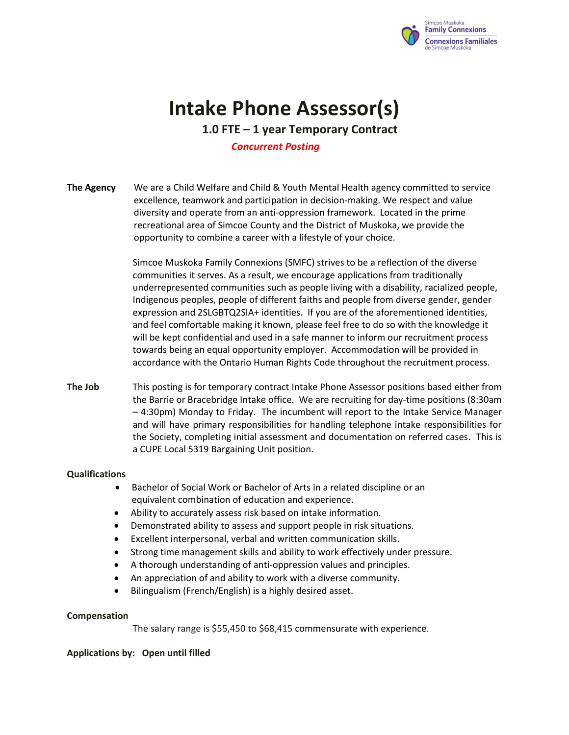# Intake Phone Assessor(s)

**1.0 FTE – 1 year Temporary Contract**

***Concurrent Posting***

**The Agency**

We are a Child Welfare and Child & Youth Mental Health agency committed to service excellence, teamwork and participation in decision-making. We respect and value diversity and operate from an anti-oppression framework. Located in the prime recreational area of Simcoe County and the District of Muskoka, we provide the opportunity to combine a career with a lifestyle of your choice.

Simcoe Muskoka Family Connexions (SMFC) strives to be a reflection of the diverse communities it serves. As a result, we encourage applications from traditionally underrepresented communities such as people living with a disability, racialized people, Indigenous peoples, people of different faiths and people from diverse gender, gender expression and 2SLGBTQ2SIA+ identities. If you are of the aforementioned identities, and feel comfortable making it known, please feel free to do so with the knowledge it will be kept confidential and used in a safe manner to inform our recruitment process towards being an equal opportunity employer. Accommodation will be provided in accordance with the Ontario Human Rights Code throughout the recruitment process.

**The Job**

This posting is for temporary contract Intake Phone Assessor positions based either from the Barrie or Bracebridge Intake office. We are recruiting for day-time positions (8:30am – 4:30pm) Monday to Friday. The incumbent will report to the Intake Service Manager and will have primary responsibilities for handling telephone intake responsibilities for the Society, completing initial assessment and documentation on referred cases. This is a CUPE Local 5319 Bargaining Unit position.

**Qualifications**

- Bachelor of Social Work or Bachelor of Arts in a related discipline or an equivalent combination of education and experience.
- Ability to accurately assess risk based on intake information.
- Demonstrated ability to assess and support people in risk situations.
- Excellent interpersonal, verbal and written communication skills.
- Strong time management skills and ability to work effectively under pressure.
- A thorough understanding of anti-oppression values and principles.
- An appreciation of and ability to work with a diverse community.
- Bilingualism (French/English) is a highly desired asset.

**Compensation**

The salary range is $55,450 to $68,415 commensurate with experience.

**Applications by: Open until filled**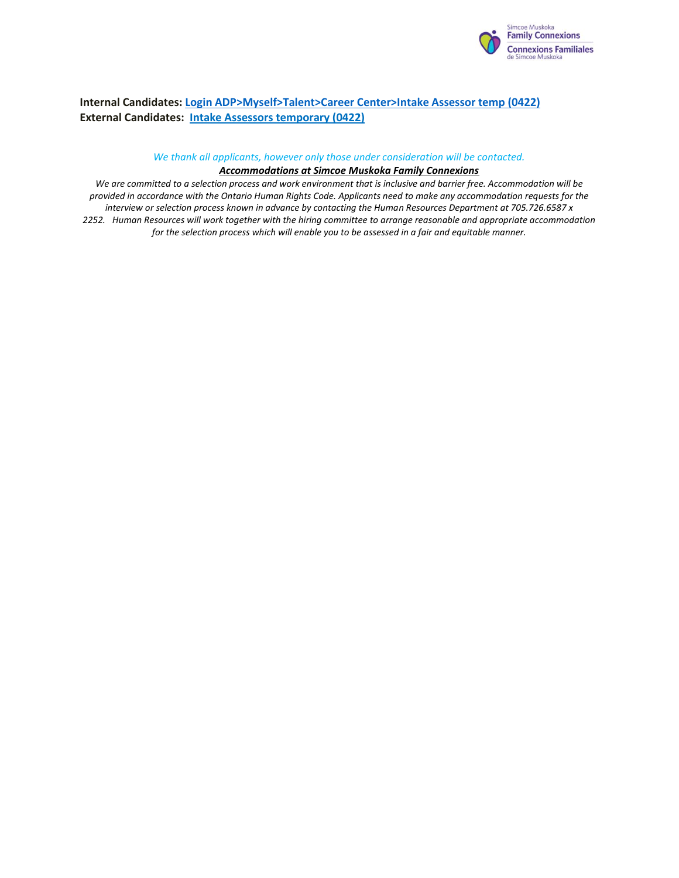**Internal Candidates:** **Login ADP>Myself>Talent>Career Center>Intake Assessor temp (0422)**
**External Candidates:** **Intake Assessors temporary (0422)**

*We thank all applicants, however only those under consideration will be contacted.*

***Accommodations at Simcoe Muskoka Family Connexions***

*We are committed to a selection process and work environment that is inclusive and barrier free. Accommodation will be provided in accordance with the Ontario Human Rights Code. Applicants need to make any accommodation requests for the interview or selection process known in advance by contacting the Human Resources Department at 705.726.6587 x 2252. Human Resources will work together with the hiring committee to arrange reasonable and appropriate accommodation for the selection process which will enable you to be assessed in a fair and equitable manner.*